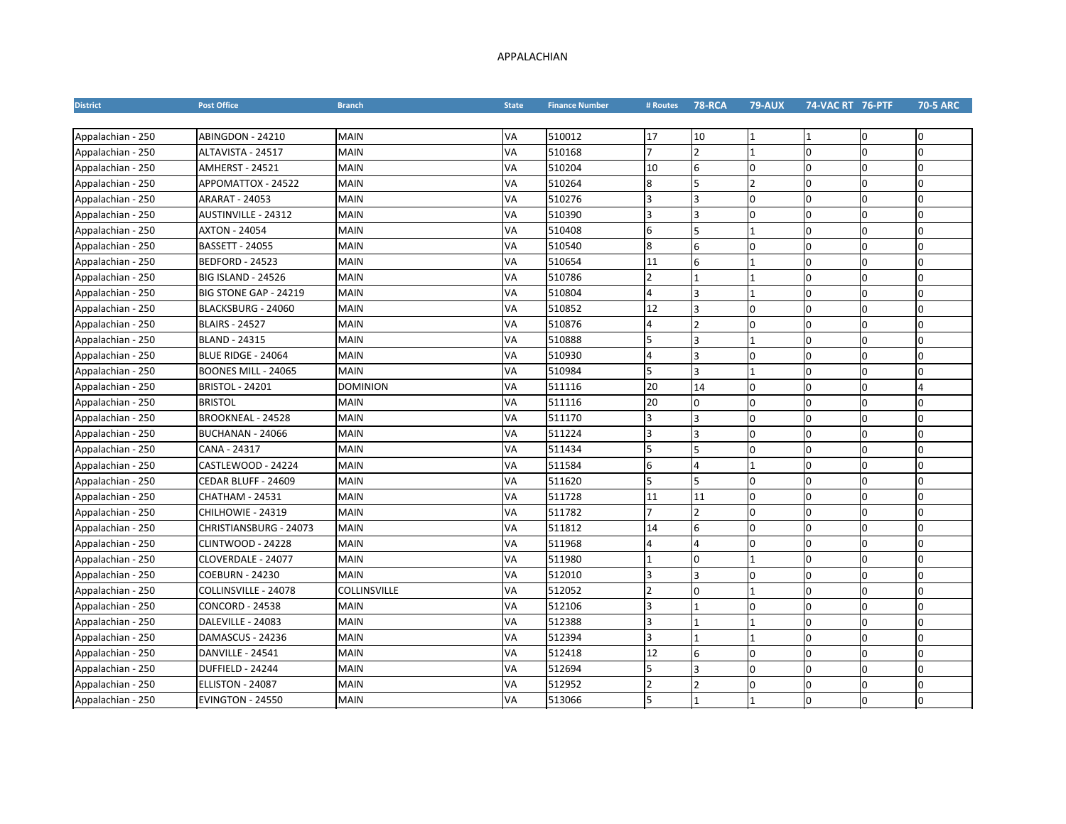# APPALACHIAN

| District | Post Office | Branch | State | Finance Number | # Routes | 78-RCA | 79-AUX | 74-VAC RT | 76-PTF | 70-5 ARC |
|---|---|---|---|---|---|---|---|---|---|---|
| Appalachian - 250 | ABINGDON - 24210 | MAIN | VA | 510012 | 17 | 10 | 1 | 1 | 0 | 0 |
| Appalachian - 250 | ALTAVISTA - 24517 | MAIN | VA | 510168 | 7 | 2 | 1 | 0 | 0 | 0 |
| Appalachian - 250 | AMHERST - 24521 | MAIN | VA | 510204 | 10 | 6 | 0 | 0 | 0 | 0 |
| Appalachian - 250 | APPOMATTOX - 24522 | MAIN | VA | 510264 | 8 | 5 | 2 | 0 | 0 | 0 |
| Appalachian - 250 | ARARAT - 24053 | MAIN | VA | 510276 | 3 | 3 | 0 | 0 | 0 | 0 |
| Appalachian - 250 | AUSTINVILLE - 24312 | MAIN | VA | 510390 | 3 | 3 | 0 | 0 | 0 | 0 |
| Appalachian - 250 | AXTON - 24054 | MAIN | VA | 510408 | 6 | 5 | 1 | 0 | 0 | 0 |
| Appalachian - 250 | BASSETT - 24055 | MAIN | VA | 510540 | 8 | 6 | 0 | 0 | 0 | 0 |
| Appalachian - 250 | BEDFORD - 24523 | MAIN | VA | 510654 | 11 | 6 | 1 | 0 | 0 | 0 |
| Appalachian - 250 | BIG ISLAND - 24526 | MAIN | VA | 510786 | 2 | 1 | 1 | 0 | 0 | 0 |
| Appalachian - 250 | BIG STONE GAP - 24219 | MAIN | VA | 510804 | 4 | 3 | 1 | 0 | 0 | 0 |
| Appalachian - 250 | BLACKSBURG - 24060 | MAIN | VA | 510852 | 12 | 3 | 0 | 0 | 0 | 0 |
| Appalachian - 250 | BLAIRS - 24527 | MAIN | VA | 510876 | 4 | 2 | 0 | 0 | 0 | 0 |
| Appalachian - 250 | BLAND - 24315 | MAIN | VA | 510888 | 5 | 3 | 1 | 0 | 0 | 0 |
| Appalachian - 250 | BLUE RIDGE - 24064 | MAIN | VA | 510930 | 4 | 3 | 0 | 0 | 0 | 0 |
| Appalachian - 250 | BOONES MILL - 24065 | MAIN | VA | 510984 | 5 | 3 | 1 | 0 | 0 | 0 |
| Appalachian - 250 | BRISTOL - 24201 | DOMINION | VA | 511116 | 20 | 14 | 0 | 0 | 0 | 4 |
| Appalachian - 250 | BRISTOL | MAIN | VA | 511116 | 20 | 0 | 0 | 0 | 0 | 0 |
| Appalachian - 250 | BROOKNEAL - 24528 | MAIN | VA | 511170 | 3 | 3 | 0 | 0 | 0 | 0 |
| Appalachian - 250 | BUCHANAN - 24066 | MAIN | VA | 511224 | 3 | 3 | 0 | 0 | 0 | 0 |
| Appalachian - 250 | CANA - 24317 | MAIN | VA | 511434 | 5 | 5 | 0 | 0 | 0 | 0 |
| Appalachian - 250 | CASTLEWOOD - 24224 | MAIN | VA | 511584 | 6 | 4 | 1 | 0 | 0 | 0 |
| Appalachian - 250 | CEDAR BLUFF - 24609 | MAIN | VA | 511620 | 5 | 5 | 0 | 0 | 0 | 0 |
| Appalachian - 250 | CHATHAM - 24531 | MAIN | VA | 511728 | 11 | 11 | 0 | 0 | 0 | 0 |
| Appalachian - 250 | CHILHOWIE - 24319 | MAIN | VA | 511782 | 7 | 2 | 0 | 0 | 0 | 0 |
| Appalachian - 250 | CHRISTIANSBURG - 24073 | MAIN | VA | 511812 | 14 | 6 | 0 | 0 | 0 | 0 |
| Appalachian - 250 | CLINTWOOD - 24228 | MAIN | VA | 511968 | 4 | 4 | 0 | 0 | 0 | 0 |
| Appalachian - 250 | CLOVERDALE - 24077 | MAIN | VA | 511980 | 1 | 0 | 1 | 0 | 0 | 0 |
| Appalachian - 250 | COEBURN - 24230 | MAIN | VA | 512010 | 3 | 3 | 0 | 0 | 0 | 0 |
| Appalachian - 250 | COLLINSVILLE - 24078 | COLLINSVILLE | VA | 512052 | 2 | 0 | 1 | 0 | 0 | 0 |
| Appalachian - 250 | CONCORD - 24538 | MAIN | VA | 512106 | 3 | 1 | 0 | 0 | 0 | 0 |
| Appalachian - 250 | DALEVILLE - 24083 | MAIN | VA | 512388 | 3 | 1 | 1 | 0 | 0 | 0 |
| Appalachian - 250 | DAMASCUS - 24236 | MAIN | VA | 512394 | 3 | 1 | 1 | 0 | 0 | 0 |
| Appalachian - 250 | DANVILLE - 24541 | MAIN | VA | 512418 | 12 | 6 | 0 | 0 | 0 | 0 |
| Appalachian - 250 | DUFFIELD - 24244 | MAIN | VA | 512694 | 5 | 3 | 0 | 0 | 0 | 0 |
| Appalachian - 250 | ELLISTON - 24087 | MAIN | VA | 512952 | 2 | 2 | 0 | 0 | 0 | 0 |
| Appalachian - 250 | EVINGTON - 24550 | MAIN | VA | 513066 | 5 | 1 | 1 | 0 | 0 | 0 |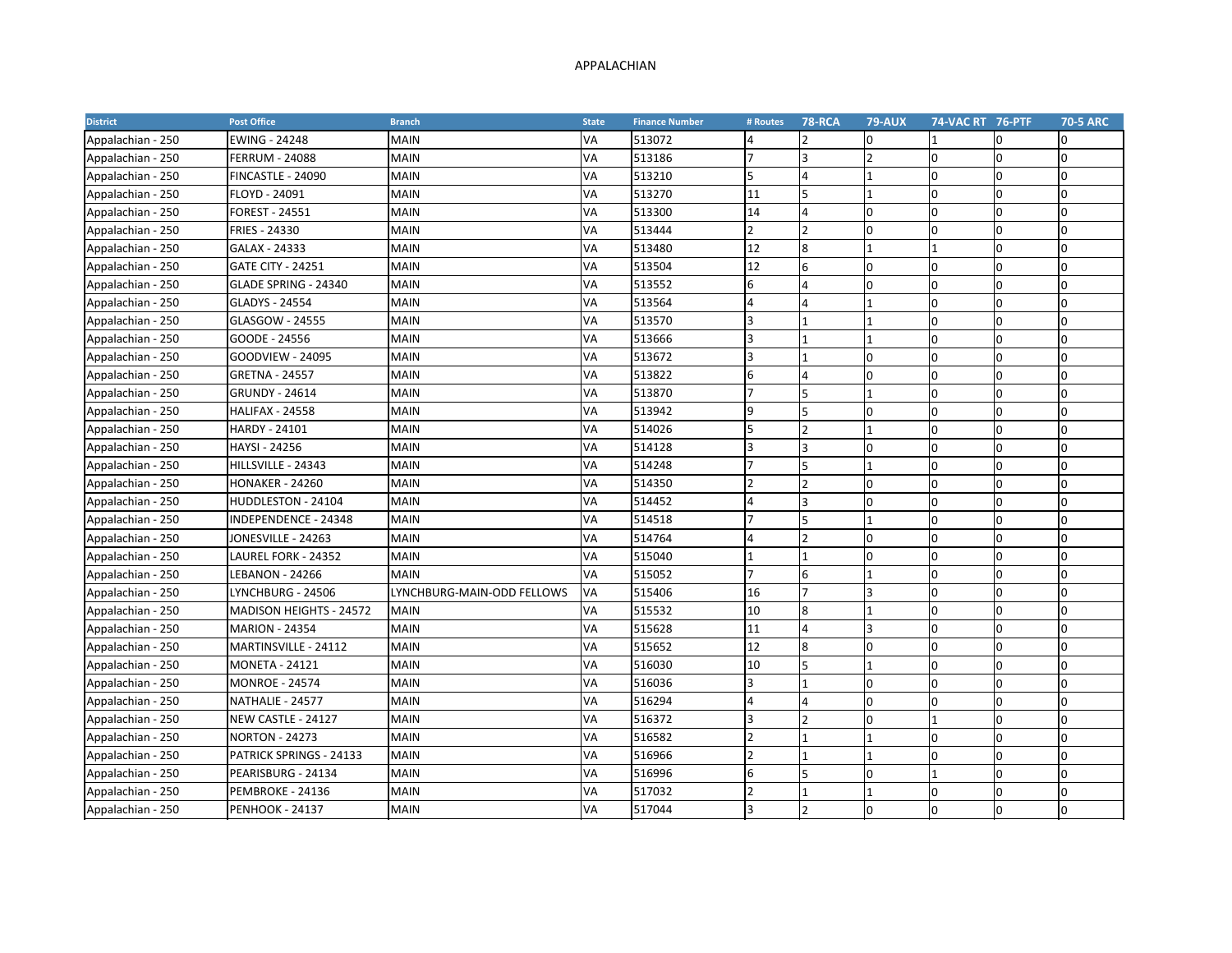APPALACHIAN

| District | Post Office | Branch | State | Finance Number | # Routes | 78-RCA | 79-AUX | 74-VAC RT | 76-PTF | 70-5 ARC |
|---|---|---|---|---|---|---|---|---|---|---|
| Appalachian - 250 | EWING - 24248 | MAIN | VA | 513072 | 4 | 2 | 0 | 1 | 0 | 0 |
| Appalachian - 250 | FERRUM - 24088 | MAIN | VA | 513186 | 7 | 3 | 2 | 0 | 0 | 0 |
| Appalachian - 250 | FINCASTLE - 24090 | MAIN | VA | 513210 | 5 | 4 | 1 | 0 | 0 | 0 |
| Appalachian - 250 | FLOYD - 24091 | MAIN | VA | 513270 | 11 | 5 | 1 | 0 | 0 | 0 |
| Appalachian - 250 | FOREST - 24551 | MAIN | VA | 513300 | 14 | 4 | 0 | 0 | 0 | 0 |
| Appalachian - 250 | FRIES - 24330 | MAIN | VA | 513444 | 2 | 2 | 0 | 0 | 0 | 0 |
| Appalachian - 250 | GALAX - 24333 | MAIN | VA | 513480 | 12 | 8 | 1 | 1 | 0 | 0 |
| Appalachian - 250 | GATE CITY - 24251 | MAIN | VA | 513504 | 12 | 6 | 0 | 0 | 0 | 0 |
| Appalachian - 250 | GLADE SPRING - 24340 | MAIN | VA | 513552 | 6 | 4 | 0 | 0 | 0 | 0 |
| Appalachian - 250 | GLADYS - 24554 | MAIN | VA | 513564 | 4 | 4 | 1 | 0 | 0 | 0 |
| Appalachian - 250 | GLASGOW - 24555 | MAIN | VA | 513570 | 3 | 1 | 1 | 0 | 0 | 0 |
| Appalachian - 250 | GOODE - 24556 | MAIN | VA | 513666 | 3 | 1 | 1 | 0 | 0 | 0 |
| Appalachian - 250 | GOODVIEW - 24095 | MAIN | VA | 513672 | 3 | 1 | 0 | 0 | 0 | 0 |
| Appalachian - 250 | GRETNA - 24557 | MAIN | VA | 513822 | 6 | 4 | 0 | 0 | 0 | 0 |
| Appalachian - 250 | GRUNDY - 24614 | MAIN | VA | 513870 | 7 | 5 | 1 | 0 | 0 | 0 |
| Appalachian - 250 | HALIFAX - 24558 | MAIN | VA | 513942 | 9 | 5 | 0 | 0 | 0 | 0 |
| Appalachian - 250 | HARDY - 24101 | MAIN | VA | 514026 | 5 | 2 | 1 | 0 | 0 | 0 |
| Appalachian - 250 | HAYSI - 24256 | MAIN | VA | 514128 | 3 | 3 | 0 | 0 | 0 | 0 |
| Appalachian - 250 | HILLSVILLE - 24343 | MAIN | VA | 514248 | 7 | 5 | 1 | 0 | 0 | 0 |
| Appalachian - 250 | HONAKER - 24260 | MAIN | VA | 514350 | 2 | 2 | 0 | 0 | 0 | 0 |
| Appalachian - 250 | HUDDLESTON - 24104 | MAIN | VA | 514452 | 4 | 3 | 0 | 0 | 0 | 0 |
| Appalachian - 250 | INDEPENDENCE - 24348 | MAIN | VA | 514518 | 7 | 5 | 1 | 0 | 0 | 0 |
| Appalachian - 250 | JONESVILLE - 24263 | MAIN | VA | 514764 | 4 | 2 | 0 | 0 | 0 | 0 |
| Appalachian - 250 | LAUREL FORK - 24352 | MAIN | VA | 515040 | 1 | 1 | 0 | 0 | 0 | 0 |
| Appalachian - 250 | LEBANON - 24266 | MAIN | VA | 515052 | 7 | 6 | 1 | 0 | 0 | 0 |
| Appalachian - 250 | LYNCHBURG - 24506 | LYNCHBURG-MAIN-ODD FELLOWS | VA | 515406 | 16 | 7 | 3 | 0 | 0 | 0 |
| Appalachian - 250 | MADISON HEIGHTS - 24572 | MAIN | VA | 515532 | 10 | 8 | 1 | 0 | 0 | 0 |
| Appalachian - 250 | MARION - 24354 | MAIN | VA | 515628 | 11 | 4 | 3 | 0 | 0 | 0 |
| Appalachian - 250 | MARTINSVILLE - 24112 | MAIN | VA | 515652 | 12 | 8 | 0 | 0 | 0 | 0 |
| Appalachian - 250 | MONETA - 24121 | MAIN | VA | 516030 | 10 | 5 | 1 | 0 | 0 | 0 |
| Appalachian - 250 | MONROE - 24574 | MAIN | VA | 516036 | 3 | 1 | 0 | 0 | 0 | 0 |
| Appalachian - 250 | NATHALIE - 24577 | MAIN | VA | 516294 | 4 | 4 | 0 | 0 | 0 | 0 |
| Appalachian - 250 | NEW CASTLE - 24127 | MAIN | VA | 516372 | 3 | 2 | 0 | 1 | 0 | 0 |
| Appalachian - 250 | NORTON - 24273 | MAIN | VA | 516582 | 2 | 1 | 1 | 0 | 0 | 0 |
| Appalachian - 250 | PATRICK SPRINGS - 24133 | MAIN | VA | 516966 | 2 | 1 | 1 | 0 | 0 | 0 |
| Appalachian - 250 | PEARISBURG - 24134 | MAIN | VA | 516996 | 6 | 5 | 0 | 1 | 0 | 0 |
| Appalachian - 250 | PEMBROKE - 24136 | MAIN | VA | 517032 | 2 | 1 | 1 | 0 | 0 | 0 |
| Appalachian - 250 | PENHOOK - 24137 | MAIN | VA | 517044 | 3 | 2 | 0 | 0 | 0 | 0 |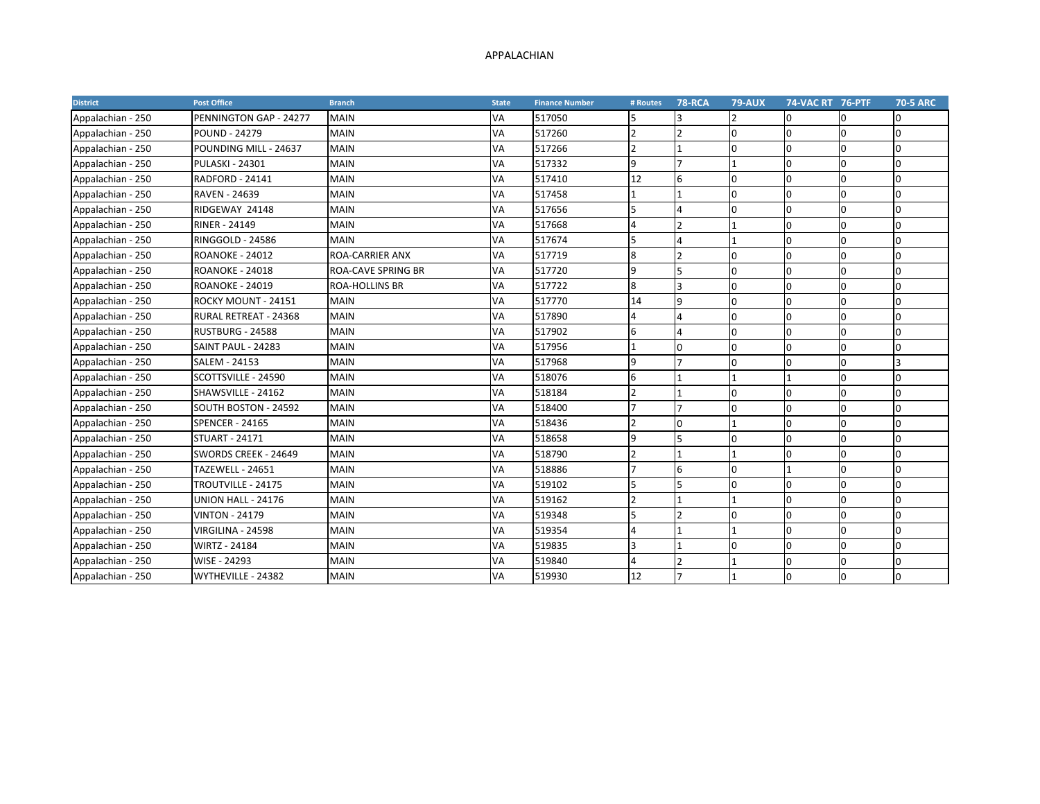APPALACHIAN

| District | Post Office | Branch | State | Finance Number | # Routes | 78-RCA | 79-AUX | 74-VAC RT | 76-PTF | 70-5 ARC |
|---|---|---|---|---|---|---|---|---|---|---|
| Appalachian - 250 | PENNINGTON GAP - 24277 | MAIN | VA | 517050 | 5 | 3 | 2 | 0 | 0 | 0 |
| Appalachian - 250 | POUND - 24279 | MAIN | VA | 517260 | 2 | 2 | 0 | 0 | 0 | 0 |
| Appalachian - 250 | POUNDING MILL - 24637 | MAIN | VA | 517266 | 2 | 1 | 0 | 0 | 0 | 0 |
| Appalachian - 250 | PULASKI - 24301 | MAIN | VA | 517332 | 9 | 7 | 1 | 0 | 0 | 0 |
| Appalachian - 250 | RADFORD - 24141 | MAIN | VA | 517410 | 12 | 6 | 0 | 0 | 0 | 0 |
| Appalachian - 250 | RAVEN - 24639 | MAIN | VA | 517458 | 1 | 1 | 0 | 0 | 0 | 0 |
| Appalachian - 250 | RIDGEWAY 24148 | MAIN | VA | 517656 | 5 | 4 | 0 | 0 | 0 | 0 |
| Appalachian - 250 | RINER - 24149 | MAIN | VA | 517668 | 4 | 2 | 1 | 0 | 0 | 0 |
| Appalachian - 250 | RINGGOLD - 24586 | MAIN | VA | 517674 | 5 | 4 | 1 | 0 | 0 | 0 |
| Appalachian - 250 | ROANOKE - 24012 | ROA-CARRIER ANX | VA | 517719 | 8 | 2 | 0 | 0 | 0 | 0 |
| Appalachian - 250 | ROANOKE - 24018 | ROA-CAVE SPRING BR | VA | 517720 | 9 | 5 | 0 | 0 | 0 | 0 |
| Appalachian - 250 | ROANOKE - 24019 | ROA-HOLLINS BR | VA | 517722 | 8 | 3 | 0 | 0 | 0 | 0 |
| Appalachian - 250 | ROCKY MOUNT - 24151 | MAIN | VA | 517770 | 14 | 9 | 0 | 0 | 0 | 0 |
| Appalachian - 250 | RURAL RETREAT - 24368 | MAIN | VA | 517890 | 4 | 4 | 0 | 0 | 0 | 0 |
| Appalachian - 250 | RUSTBURG - 24588 | MAIN | VA | 517902 | 6 | 4 | 0 | 0 | 0 | 0 |
| Appalachian - 250 | SAINT PAUL - 24283 | MAIN | VA | 517956 | 1 | 0 | 0 | 0 | 0 | 0 |
| Appalachian - 250 | SALEM - 24153 | MAIN | VA | 517968 | 9 | 7 | 0 | 0 | 0 | 3 |
| Appalachian - 250 | SCOTTSVILLE - 24590 | MAIN | VA | 518076 | 6 | 1 | 1 | 1 | 0 | 0 |
| Appalachian - 250 | SHAWSVILLE - 24162 | MAIN | VA | 518184 | 2 | 1 | 0 | 0 | 0 | 0 |
| Appalachian - 250 | SOUTH BOSTON - 24592 | MAIN | VA | 518400 | 7 | 7 | 0 | 0 | 0 | 0 |
| Appalachian - 250 | SPENCER - 24165 | MAIN | VA | 518436 | 2 | 0 | 1 | 0 | 0 | 0 |
| Appalachian - 250 | STUART - 24171 | MAIN | VA | 518658 | 9 | 5 | 0 | 0 | 0 | 0 |
| Appalachian - 250 | SWORDS CREEK - 24649 | MAIN | VA | 518790 | 2 | 1 | 1 | 0 | 0 | 0 |
| Appalachian - 250 | TAZEWELL - 24651 | MAIN | VA | 518886 | 7 | 6 | 0 | 1 | 0 | 0 |
| Appalachian - 250 | TROUTVILLE - 24175 | MAIN | VA | 519102 | 5 | 5 | 0 | 0 | 0 | 0 |
| Appalachian - 250 | UNION HALL - 24176 | MAIN | VA | 519162 | 2 | 1 | 1 | 0 | 0 | 0 |
| Appalachian - 250 | VINTON - 24179 | MAIN | VA | 519348 | 5 | 2 | 0 | 0 | 0 | 0 |
| Appalachian - 250 | VIRGILINA - 24598 | MAIN | VA | 519354 | 4 | 1 | 1 | 0 | 0 | 0 |
| Appalachian - 250 | WIRTZ - 24184 | MAIN | VA | 519835 | 3 | 1 | 0 | 0 | 0 | 0 |
| Appalachian - 250 | WISE - 24293 | MAIN | VA | 519840 | 4 | 2 | 1 | 0 | 0 | 0 |
| Appalachian - 250 | WYTHEVILLE - 24382 | MAIN | VA | 519930 | 12 | 7 | 1 | 0 | 0 | 0 |